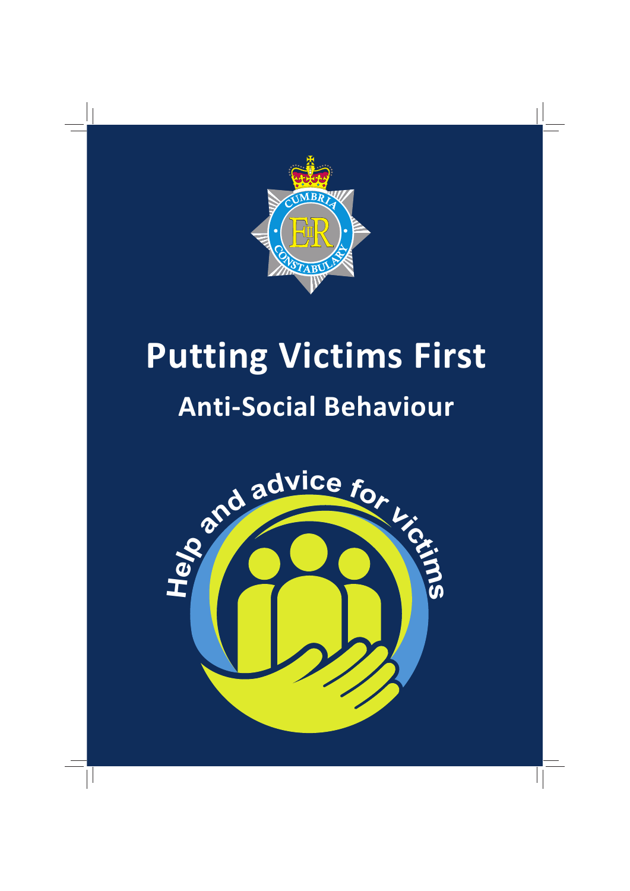# Putting Victims First

## Anti-Social Behaviour

Help and advice for victims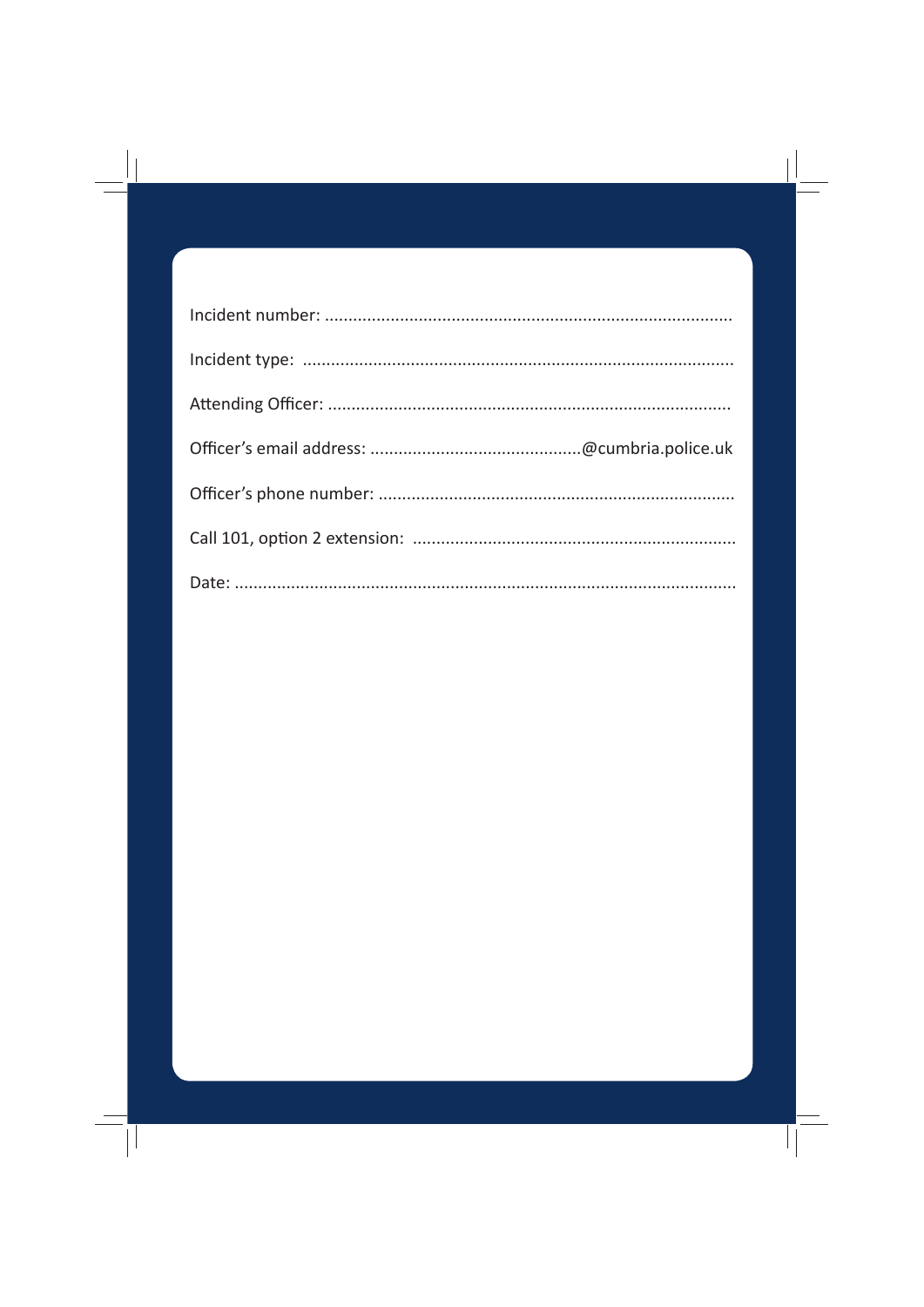Incident number: ......................................................................................

Incident type: ..........................................................................................

Attending Officer: .....................................................................................

Officer's email address: .............................................@cumbria.police.uk

Officer's phone number: ...........................................................................

Call 101, option 2 extension: ....................................................................

Date: ..........................................................................................................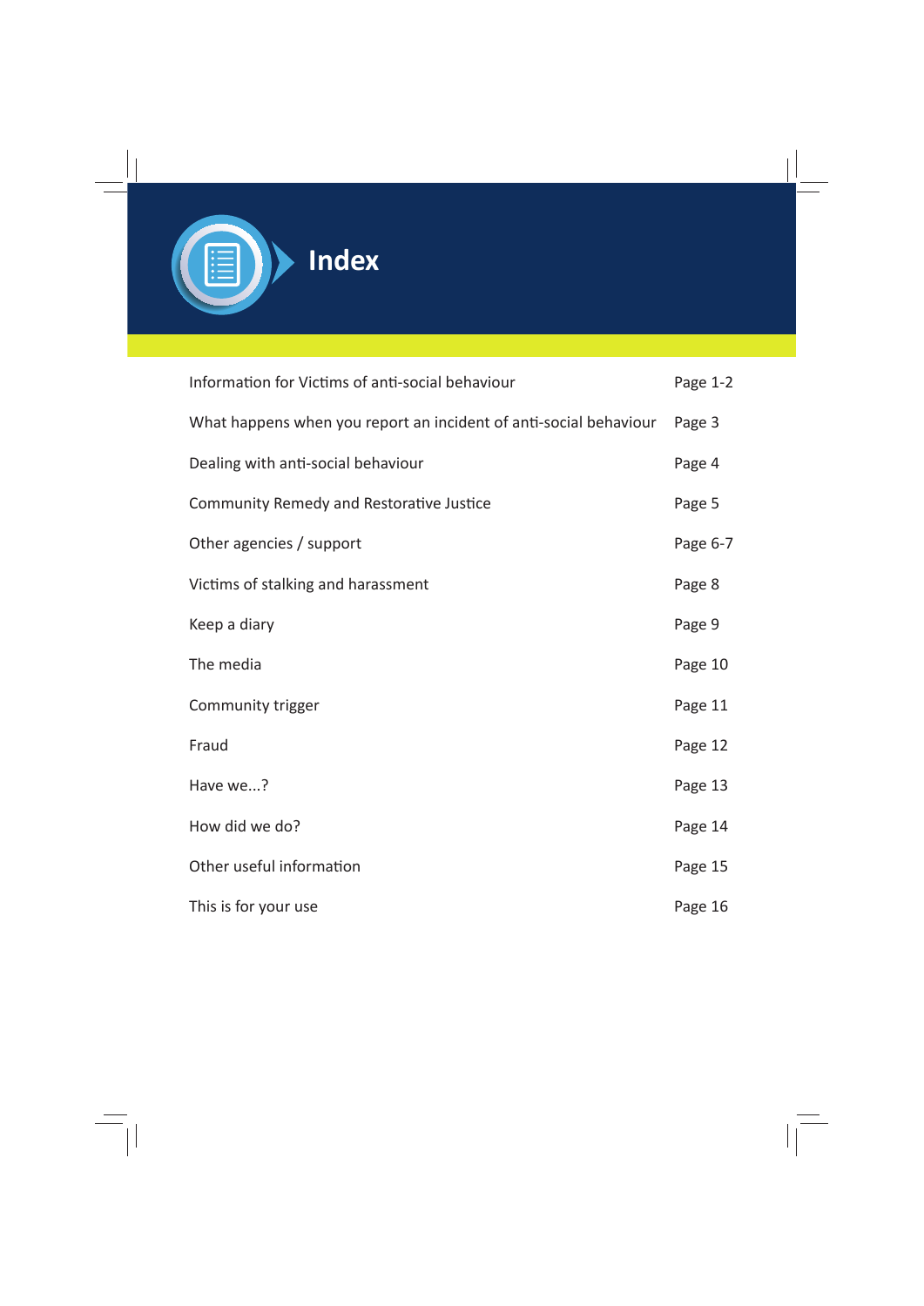# Index

| | |
|---|---|
| Information for Victims of anti-social behaviour | Page 1-2 |
| What happens when you report an incident of anti-social behaviour | Page 3 |
| Dealing with anti-social behaviour | Page 4 |
| Community Remedy and Restorative Justice | Page 5 |
| Other agencies / support | Page 6-7 |
| Victims of stalking and harassment | Page 8 |
| Keep a diary | Page 9 |
| The media | Page 10 |
| Community trigger | Page 11 |
| Fraud | Page 12 |
| Have we...? | Page 13 |
| How did we do? | Page 14 |
| Other useful information | Page 15 |
| This is for your use | Page 16 |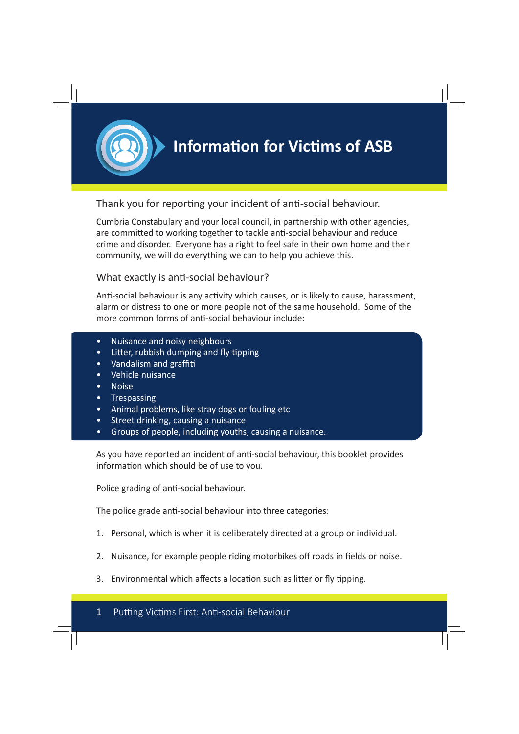# Information for Victims of ASB

## Thank you for reporting your incident of anti-social behaviour.

Cumbria Constabulary and your local council, in partnership with other agencies, are committed to working together to tackle anti-social behaviour and reduce crime and disorder. Everyone has a right to feel safe in their own home and their community, we will do everything we can to help you achieve this.

## What exactly is anti-social behaviour?

Anti-social behaviour is any activity which causes, or is likely to cause, harassment, alarm or distress to one or more people not of the same household. Some of the more common forms of anti-social behaviour include:

- Nuisance and noisy neighbours
- Litter, rubbish dumping and fly tipping
- Vandalism and graffiti
- Vehicle nuisance
- Noise
- Trespassing
- Animal problems, like stray dogs or fouling etc
- Street drinking, causing a nuisance
- Groups of people, including youths, causing a nuisance.

As you have reported an incident of anti-social behaviour, this booklet provides information which should be of use to you.

Police grading of anti-social behaviour.

The police grade anti-social behaviour into three categories:

1. Personal, which is when it is deliberately directed at a group or individual.

2. Nuisance, for example people riding motorbikes off roads in fields or noise.

3. Environmental which affects a location such as litter or fly tipping.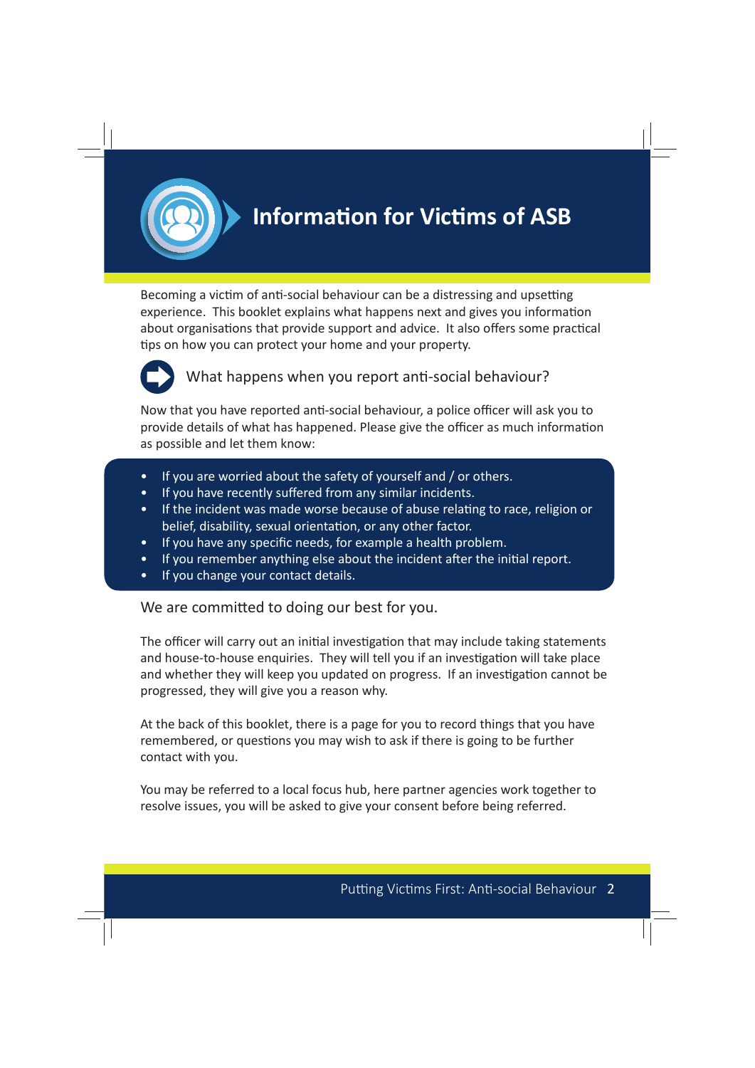# Information for Victims of ASB

Becoming a victim of anti-social behaviour can be a distressing and upsetting experience. This booklet explains what happens next and gives you information about organisations that provide support and advice. It also offers some practical tips on how you can protect your home and your property.

## What happens when you report anti-social behaviour?

Now that you have reported anti-social behaviour, a police officer will ask you to provide details of what has happened. Please give the officer as much information as possible and let them know:

- If you are worried about the safety of yourself and / or others.
- If you have recently suffered from any similar incidents.
- If the incident was made worse because of abuse relating to race, religion or belief, disability, sexual orientation, or any other factor.
- If you have any specific needs, for example a health problem.
- If you remember anything else about the incident after the initial report.
- If you change your contact details.

We are committed to doing our best for you.

The officer will carry out an initial investigation that may include taking statements and house-to-house enquiries. They will tell you if an investigation will take place and whether they will keep you updated on progress. If an investigation cannot be progressed, they will give you a reason why.

At the back of this booklet, there is a page for you to record things that you have remembered, or questions you may wish to ask if there is going to be further contact with you.

You may be referred to a local focus hub, here partner agencies work together to resolve issues, you will be asked to give your consent before being referred.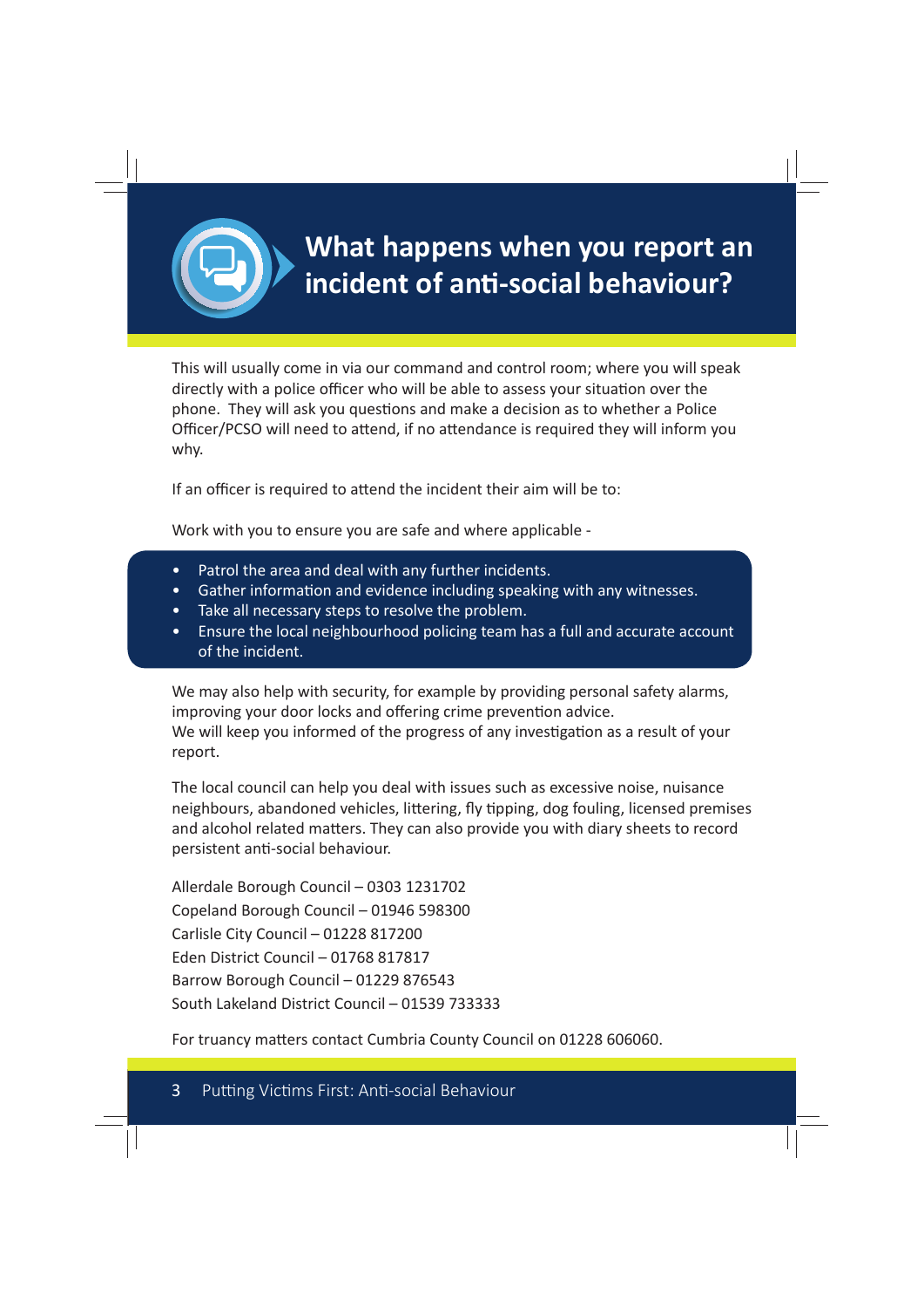## What happens when you report an incident of anti-social behaviour?

This will usually come in via our command and control room; where you will speak directly with a police officer who will be able to assess your situation over the phone. They will ask you questions and make a decision as to whether a Police Officer/PCSO will need to attend, if no attendance is required they will inform you why.

If an officer is required to attend the incident their aim will be to:

Work with you to ensure you are safe and where applicable -

- Patrol the area and deal with any further incidents.
- Gather information and evidence including speaking with any witnesses.
- Take all necessary steps to resolve the problem.
- Ensure the local neighbourhood policing team has a full and accurate account of the incident.

We may also help with security, for example by providing personal safety alarms, improving your door locks and offering crime prevention advice.
We will keep you informed of the progress of any investigation as a result of your report.

The local council can help you deal with issues such as excessive noise, nuisance neighbours, abandoned vehicles, littering, fly tipping, dog fouling, licensed premises and alcohol related matters. They can also provide you with diary sheets to record persistent anti-social behaviour.

Allerdale Borough Council – 0303 1231702
Copeland Borough Council – 01946 598300
Carlisle City Council – 01228 817200
Eden District Council – 01768 817817
Barrow Borough Council – 01229 876543
South Lakeland District Council – 01539 733333

For truancy matters contact Cumbria County Council on 01228 606060.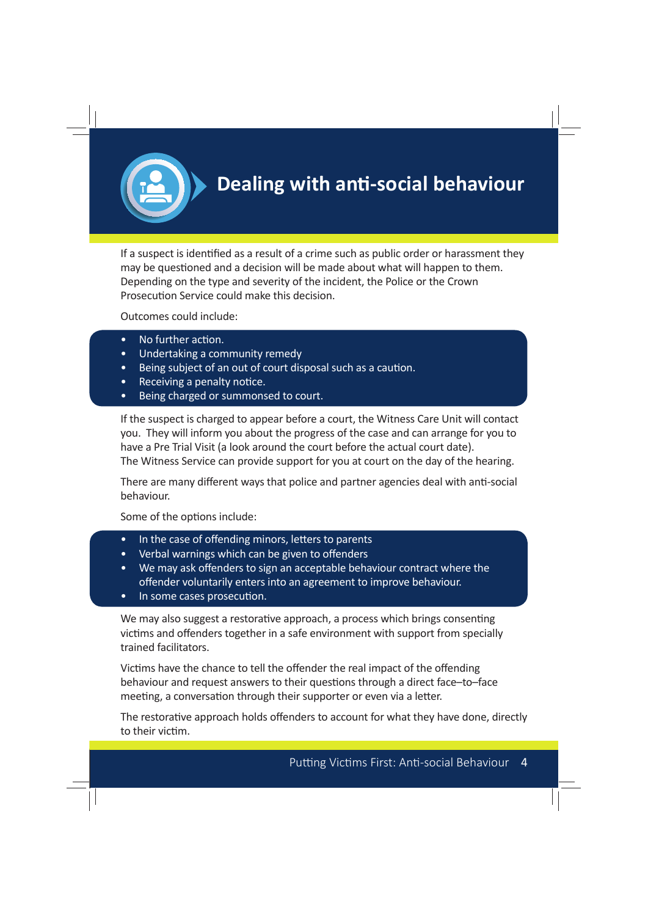# Dealing with anti-social behaviour

If a suspect is identified as a result of a crime such as public order or harassment they may be questioned and a decision will be made about what will happen to them. Depending on the type and severity of the incident, the Police or the Crown Prosecution Service could make this decision.

Outcomes could include:

- No further action.
- Undertaking a community remedy
- Being subject of an out of court disposal such as a caution.
- Receiving a penalty notice.
- Being charged or summonsed to court.

If the suspect is charged to appear before a court, the Witness Care Unit will contact you. They will inform you about the progress of the case and can arrange for you to have a Pre Trial Visit (a look around the court before the actual court date).
The Witness Service can provide support for you at court on the day of the hearing.

There are many different ways that police and partner agencies deal with anti-social behaviour.

Some of the options include:

- In the case of offending minors, letters to parents
- Verbal warnings which can be given to offenders
- We may ask offenders to sign an acceptable behaviour contract where the offender voluntarily enters into an agreement to improve behaviour.
- In some cases prosecution.

We may also suggest a restorative approach, a process which brings consenting victims and offenders together in a safe environment with support from specially trained facilitators.

Victims have the chance to tell the offender the real impact of the offending behaviour and request answers to their questions through a direct face–to–face meeting, a conversation through their supporter or even via a letter.

The restorative approach holds offenders to account for what they have done, directly to their victim.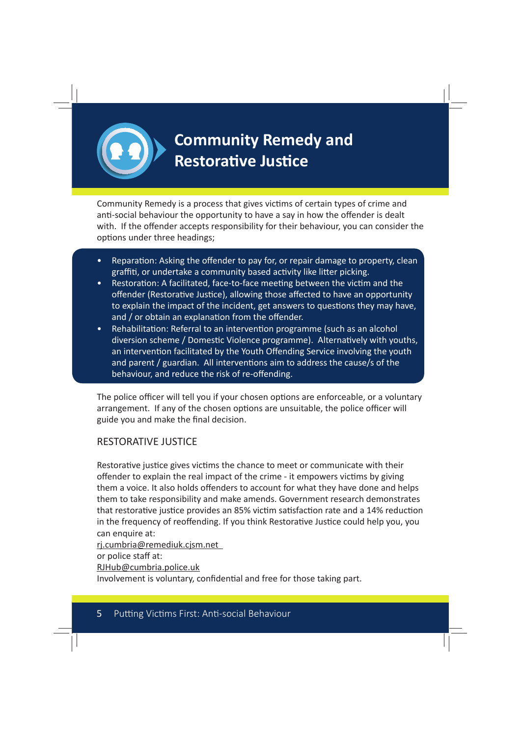# Community Remedy and Restorative Justice

Community Remedy is a process that gives victims of certain types of crime and anti-social behaviour the opportunity to have a say in how the offender is dealt with. If the offender accepts responsibility for their behaviour, you can consider the options under three headings;

- Reparation: Asking the offender to pay for, or repair damage to property, clean graffiti, or undertake a community based activity like litter picking.
- Restoration: A facilitated, face-to-face meeting between the victim and the offender (Restorative Justice), allowing those affected to have an opportunity to explain the impact of the incident, get answers to questions they may have, and / or obtain an explanation from the offender.
- Rehabilitation: Referral to an intervention programme (such as an alcohol diversion scheme / Domestic Violence programme). Alternatively with youths, an intervention facilitated by the Youth Offending Service involving the youth and parent / guardian. All interventions aim to address the cause/s of the behaviour, and reduce the risk of re-offending.

The police officer will tell you if your chosen options are enforceable, or a voluntary arrangement. If any of the chosen options are unsuitable, the police officer will guide you and make the final decision.

## RESTORATIVE JUSTICE

Restorative justice gives victims the chance to meet or communicate with their offender to explain the real impact of the crime - it empowers victims by giving them a voice. It also holds offenders to account for what they have done and helps them to take responsibility and make amends. Government research demonstrates that restorative justice provides an 85% victim satisfaction rate and a 14% reduction in the frequency of reoffending. If you think Restorative Justice could help you, you can enquire at:
rj.cumbria@remediuk.cjsm.net
or police staff at:
RJHub@cumbria.police.uk
Involvement is voluntary, confidential and free for those taking part.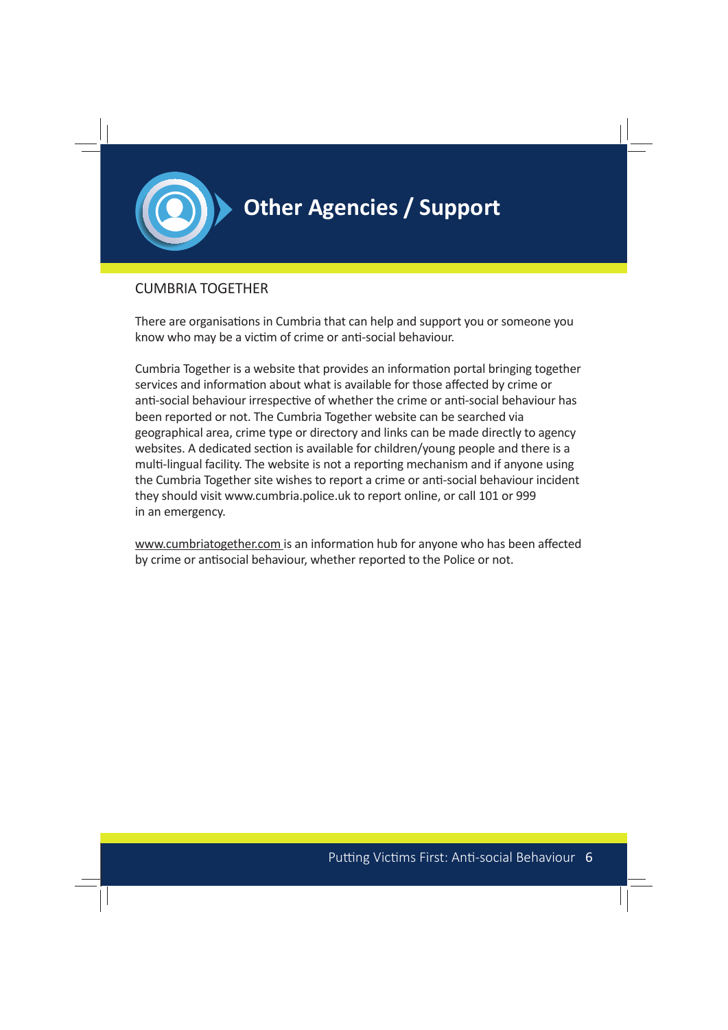# Other Agencies / Support

## CUMBRIA TOGETHER

There are organisations in Cumbria that can help and support you or someone you know who may be a victim of crime or anti-social behaviour.

Cumbria Together is a website that provides an information portal bringing together services and information about what is available for those affected by crime or anti-social behaviour irrespective of whether the crime or anti-social behaviour has been reported or not. The Cumbria Together website can be searched via geographical area, crime type or directory and links can be made directly to agency websites. A dedicated section is available for children/young people and there is a multi-lingual facility. The website is not a reporting mechanism and if anyone using the Cumbria Together site wishes to report a crime or anti-social behaviour incident they should visit www.cumbria.police.uk to report online, or call 101 or 999 in an emergency.

www.cumbriatogether.com is an information hub for anyone who has been affected by crime or antisocial behaviour, whether reported to the Police or not.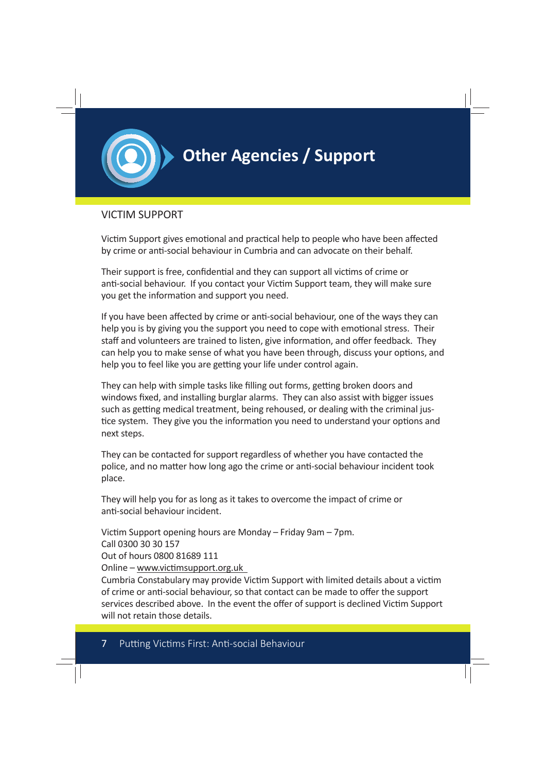# Other Agencies / Support

## VICTIM SUPPORT

Victim Support gives emotional and practical help to people who have been affected by crime or anti-social behaviour in Cumbria and can advocate on their behalf.

Their support is free, confidential and they can support all victims of crime or anti-social behaviour. If you contact your Victim Support team, they will make sure you get the information and support you need.

If you have been affected by crime or anti-social behaviour, one of the ways they can help you is by giving you the support you need to cope with emotional stress. Their staff and volunteers are trained to listen, give information, and offer feedback. They can help you to make sense of what you have been through, discuss your options, and help you to feel like you are getting your life under control again.

They can help with simple tasks like filling out forms, getting broken doors and windows fixed, and installing burglar alarms. They can also assist with bigger issues such as getting medical treatment, being rehoused, or dealing with the criminal justice system. They give you the information you need to understand your options and next steps.

They can be contacted for support regardless of whether you have contacted the police, and no matter how long ago the crime or anti-social behaviour incident took place.

They will help you for as long as it takes to overcome the impact of crime or anti-social behaviour incident.

Victim Support opening hours are Monday – Friday 9am – 7pm.
Call 0300 30 30 157
Out of hours 0800 81689 111
Online – www.victimsupport.org.uk
Cumbria Constabulary may provide Victim Support with limited details about a victim of crime or anti-social behaviour, so that contact can be made to offer the support services described above. In the event the offer of support is declined Victim Support will not retain those details.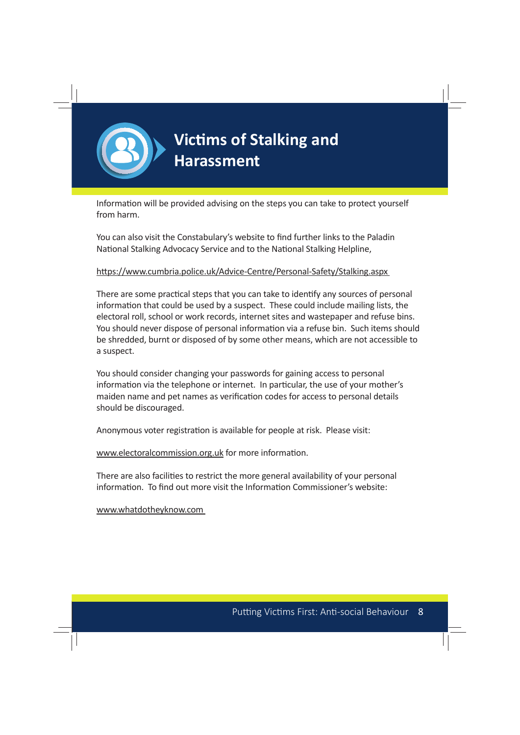# Victims of Stalking and Harassment

Information will be provided advising on the steps you can take to protect yourself from harm.

You can also visit the Constabulary's website to find further links to the Paladin National Stalking Advocacy Service and to the National Stalking Helpline,

https://www.cumbria.police.uk/Advice-Centre/Personal-Safety/Stalking.aspx

There are some practical steps that you can take to identify any sources of personal information that could be used by a suspect. These could include mailing lists, the electoral roll, school or work records, internet sites and wastepaper and refuse bins. You should never dispose of personal information via a refuse bin. Such items should be shredded, burnt or disposed of by some other means, which are not accessible to a suspect.

You should consider changing your passwords for gaining access to personal information via the telephone or internet. In particular, the use of your mother's maiden name and pet names as verification codes for access to personal details should be discouraged.

Anonymous voter registration is available for people at risk. Please visit:

www.electoralcommission.org.uk for more information.

There are also facilities to restrict the more general availability of your personal information. To find out more visit the Information Commissioner's website:

www.whatdotheyknow.com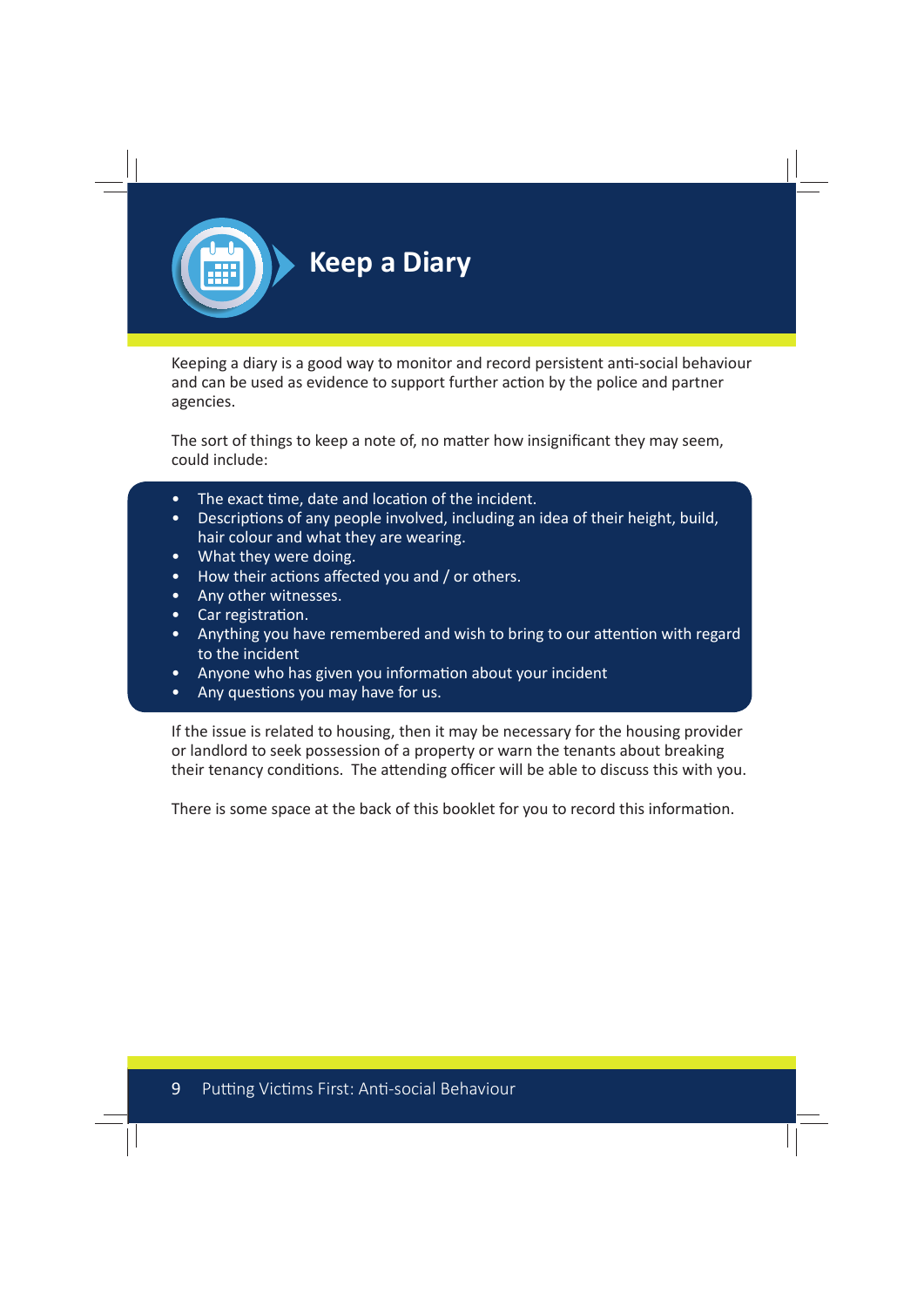# Keep a Diary

Keeping a diary is a good way to monitor and record persistent anti-social behaviour and can be used as evidence to support further action by the police and partner agencies.

The sort of things to keep a note of, no matter how insignificant they may seem, could include:

- The exact time, date and location of the incident.
- Descriptions of any people involved, including an idea of their height, build, hair colour and what they are wearing.
- What they were doing.
- How their actions affected you and / or others.
- Any other witnesses.
- Car registration.
- Anything you have remembered and wish to bring to our attention with regard to the incident
- Anyone who has given you information about your incident
- Any questions you may have for us.

If the issue is related to housing, then it may be necessary for the housing provider or landlord to seek possession of a property or warn the tenants about breaking their tenancy conditions. The attending officer will be able to discuss this with you.

There is some space at the back of this booklet for you to record this information.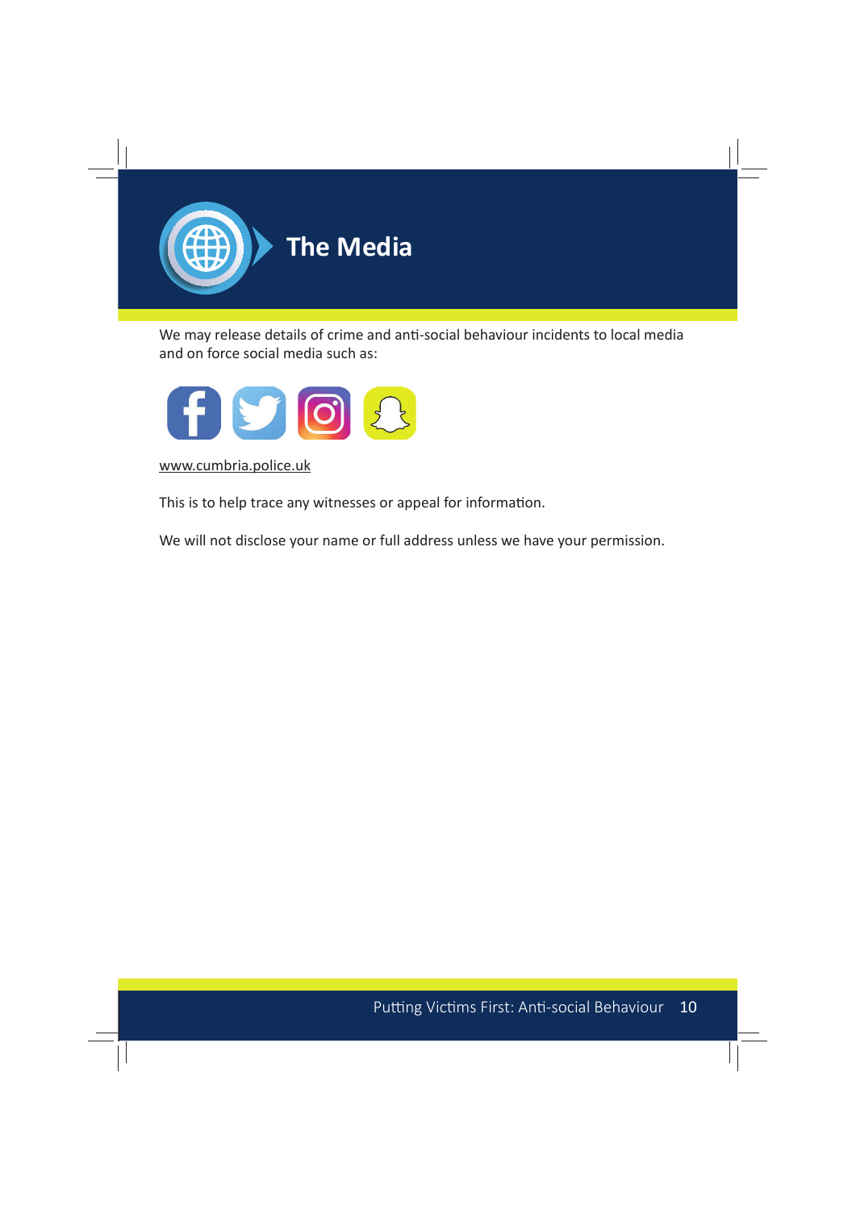# The Media

We may release details of crime and anti-social behaviour incidents to local media and on force social media such as:

www.cumbria.police.uk

This is to help trace any witnesses or appeal for information.

We will not disclose your name or full address unless we have your permission.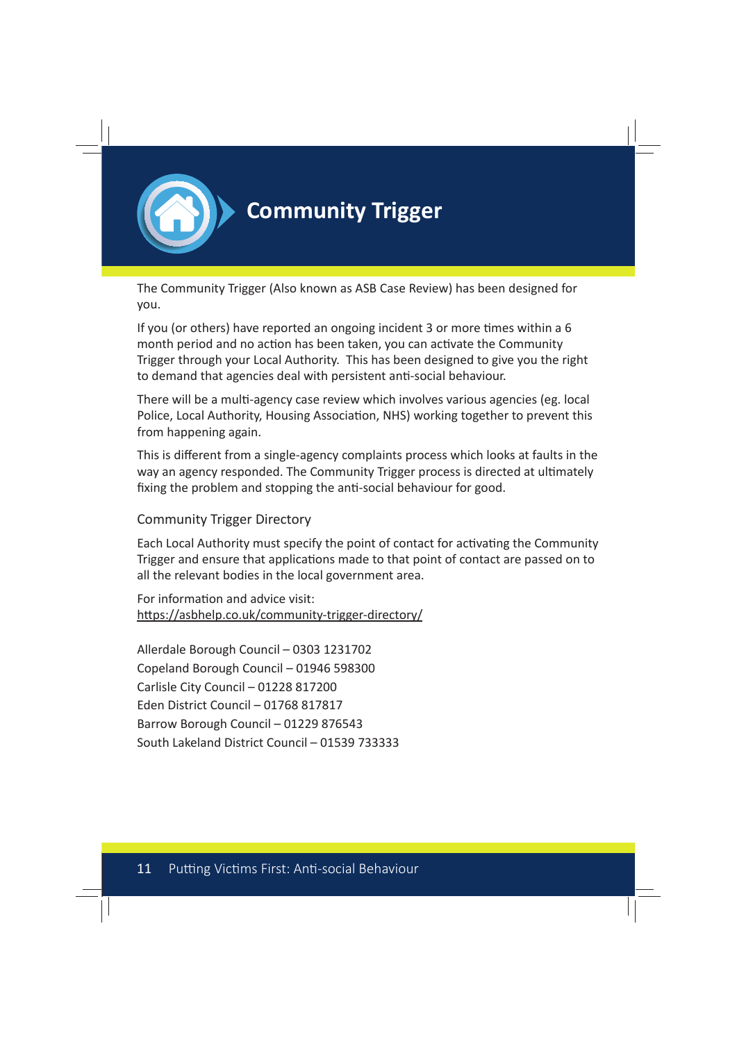# Community Trigger

The Community Trigger (Also known as ASB Case Review) has been designed for you.

If you (or others) have reported an ongoing incident 3 or more times within a 6 month period and no action has been taken, you can activate the Community Trigger through your Local Authority. This has been designed to give you the right to demand that agencies deal with persistent anti-social behaviour.

There will be a multi-agency case review which involves various agencies (eg. local Police, Local Authority, Housing Association, NHS) working together to prevent this from happening again.

This is different from a single-agency complaints process which looks at faults in the way an agency responded. The Community Trigger process is directed at ultimately fixing the problem and stopping the anti-social behaviour for good.

## Community Trigger Directory

Each Local Authority must specify the point of contact for activating the Community Trigger and ensure that applications made to that point of contact are passed on to all the relevant bodies in the local government area.

For information and advice visit:
https://asbhelp.co.uk/community-trigger-directory/

Allerdale Borough Council – 0303 1231702
Copeland Borough Council – 01946 598300
Carlisle City Council – 01228 817200
Eden District Council – 01768 817817
Barrow Borough Council – 01229 876543
South Lakeland District Council – 01539 733333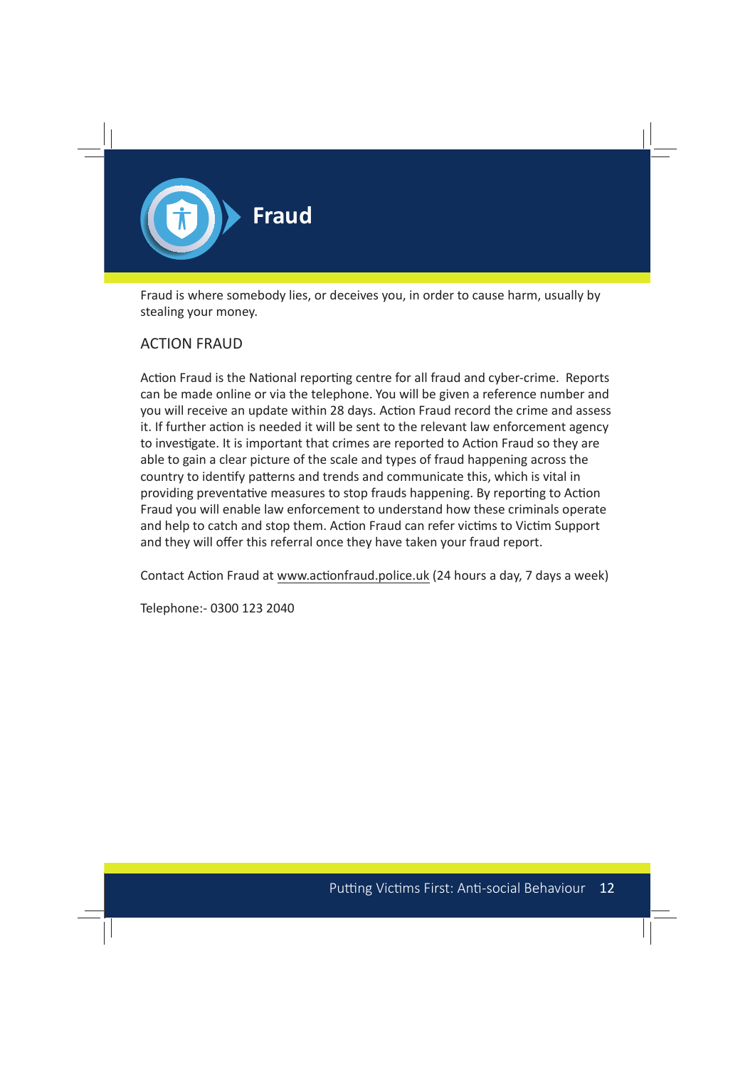# Fraud

Fraud is where somebody lies, or deceives you, in order to cause harm, usually by stealing your money.

## ACTION FRAUD

Action Fraud is the National reporting centre for all fraud and cyber-crime. Reports can be made online or via the telephone. You will be given a reference number and you will receive an update within 28 days. Action Fraud record the crime and assess it. If further action is needed it will be sent to the relevant law enforcement agency to investigate. It is important that crimes are reported to Action Fraud so they are able to gain a clear picture of the scale and types of fraud happening across the country to identify patterns and trends and communicate this, which is vital in providing preventative measures to stop frauds happening. By reporting to Action Fraud you will enable law enforcement to understand how these criminals operate and help to catch and stop them. Action Fraud can refer victims to Victim Support and they will offer this referral once they have taken your fraud report.

Contact Action Fraud at www.actionfraud.police.uk (24 hours a day, 7 days a week)

Telephone:- 0300 123 2040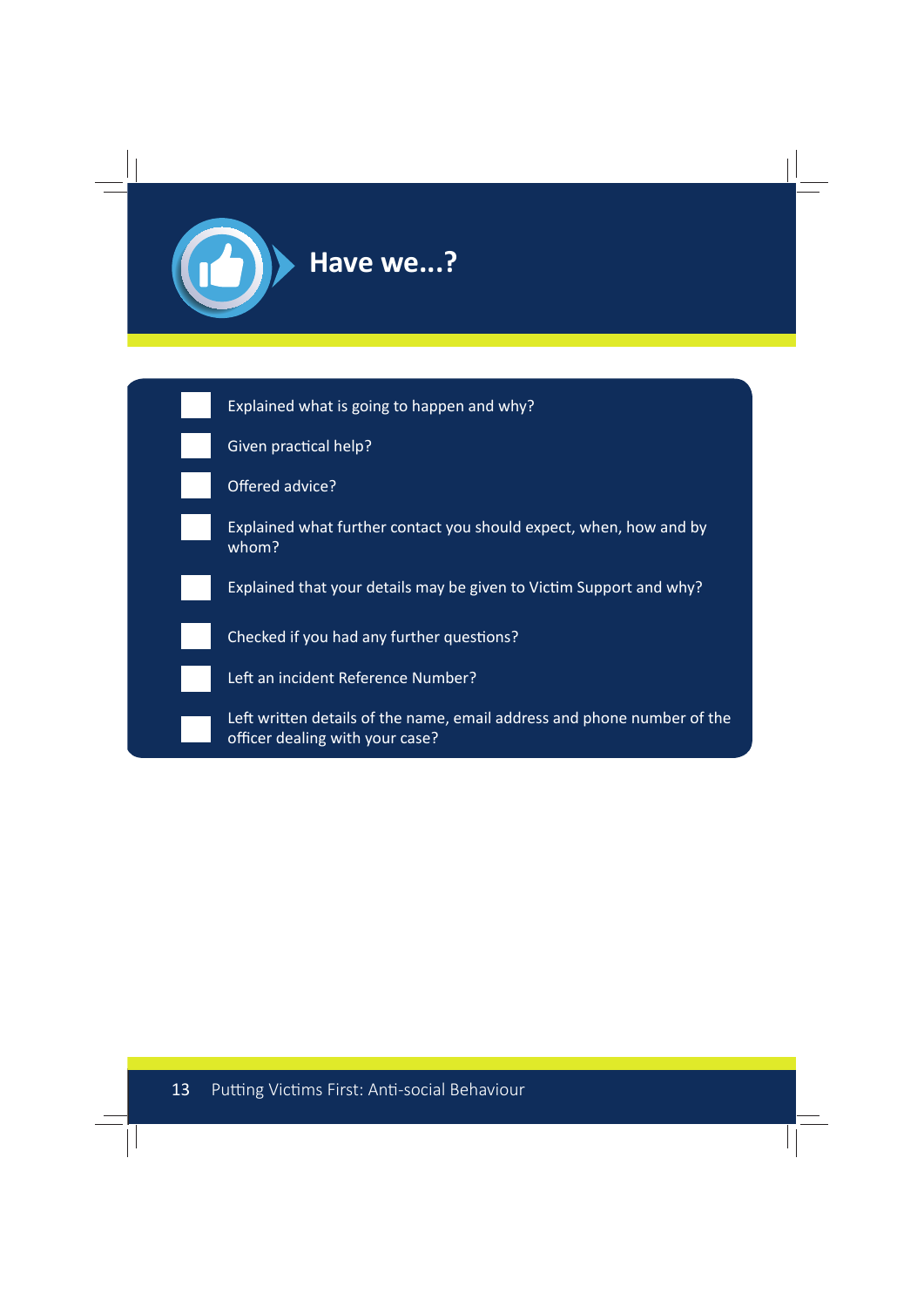# Have we...?

- [ ] Explained what is going to happen and why?
- [ ] Given practical help?
- [ ] Offered advice?
- [ ] Explained what further contact you should expect, when, how and by whom?
- [ ] Explained that your details may be given to Victim Support and why?
- [ ] Checked if you had any further questions?
- [ ] Left an incident Reference Number?
- [ ] Left written details of the name, email address and phone number of the officer dealing with your case?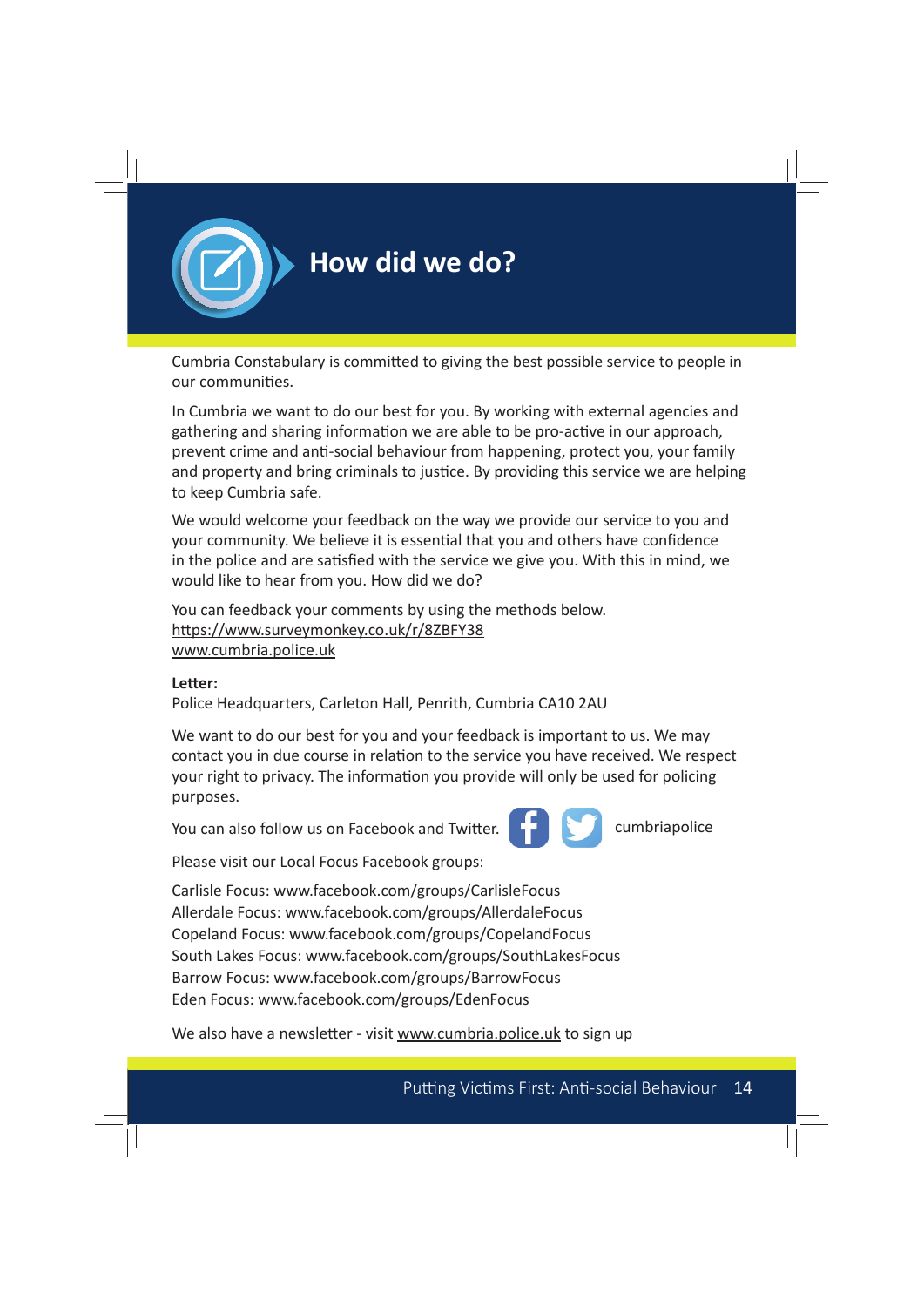# How did we do?

Cumbria Constabulary is committed to giving the best possible service to people in our communities.

In Cumbria we want to do our best for you. By working with external agencies and gathering and sharing information we are able to be pro-active in our approach, prevent crime and anti-social behaviour from happening, protect you, your family and property and bring criminals to justice. By providing this service we are helping to keep Cumbria safe.

We would welcome your feedback on the way we provide our service to you and your community. We believe it is essential that you and others have confidence in the police and are satisfied with the service we give you. With this in mind, we would like to hear from you. How did we do?

You can feedback your comments by using the methods below.
https://www.surveymonkey.co.uk/r/8ZBFY38
www.cumbria.police.uk

**Letter:**
Police Headquarters, Carleton Hall, Penrith, Cumbria CA10 2AU

We want to do our best for you and your feedback is important to us. We may contact you in due course in relation to the service you have received. We respect your right to privacy. The information you provide will only be used for policing purposes.

You can also follow us on Facebook and Twitter. cumbriapolice

Please visit our Local Focus Facebook groups:

Carlisle Focus: www.facebook.com/groups/CarlisleFocus
Allerdale Focus: www.facebook.com/groups/AllerdaleFocus
Copeland Focus: www.facebook.com/groups/CopelandFocus
South Lakes Focus: www.facebook.com/groups/SouthLakesFocus
Barrow Focus: www.facebook.com/groups/BarrowFocus
Eden Focus: www.facebook.com/groups/EdenFocus

We also have a newsletter - visit www.cumbria.police.uk to sign up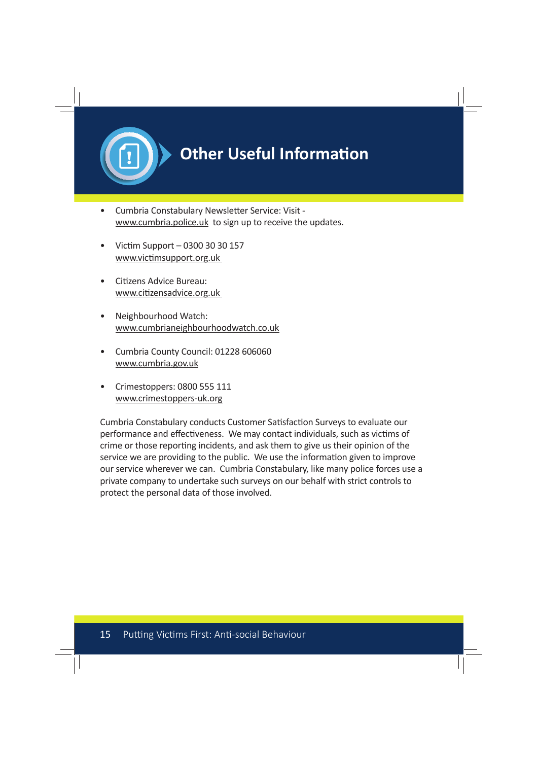# Other Useful Information

- Cumbria Constabulary Newsletter Service: Visit - www.cumbria.police.uk to sign up to receive the updates.
- Victim Support – 0300 30 30 157
  www.victimsupport.org.uk
- Citizens Advice Bureau:
  www.citizensadvice.org.uk
- Neighbourhood Watch:
  www.cumbrianeighbourhoodwatch.co.uk
- Cumbria County Council: 01228 606060
  www.cumbria.gov.uk
- Crimestoppers: 0800 555 111
  www.crimestoppers-uk.org

Cumbria Constabulary conducts Customer Satisfaction Surveys to evaluate our performance and effectiveness. We may contact individuals, such as victims of crime or those reporting incidents, and ask them to give us their opinion of the service we are providing to the public. We use the information given to improve our service wherever we can. Cumbria Constabulary, like many police forces use a private company to undertake such surveys on our behalf with strict controls to protect the personal data of those involved.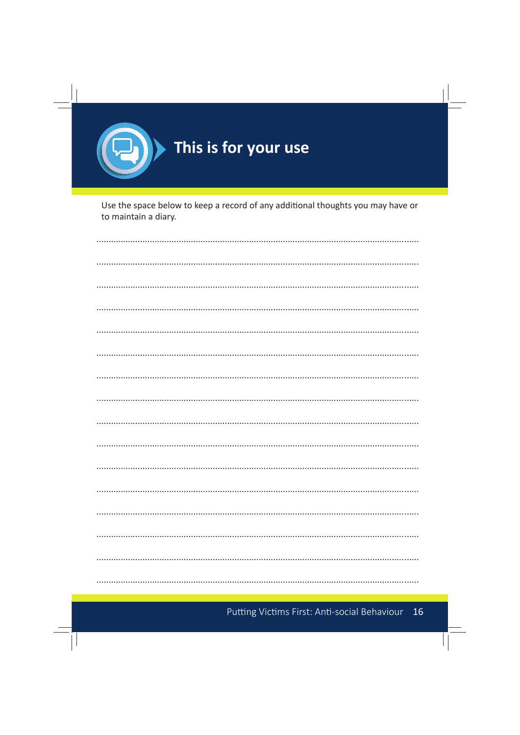# This is for your use

Use the space below to keep a record of any additional thoughts you may have or to maintain a diary.

.................................................................................................................................

.................................................................................................................................

.................................................................................................................................

.................................................................................................................................

.................................................................................................................................

.................................................................................................................................

.................................................................................................................................

.................................................................................................................................

.................................................................................................................................

.................................................................................................................................

.................................................................................................................................

.................................................................................................................................

.................................................................................................................................

.................................................................................................................................

.................................................................................................................................

.................................................................................................................................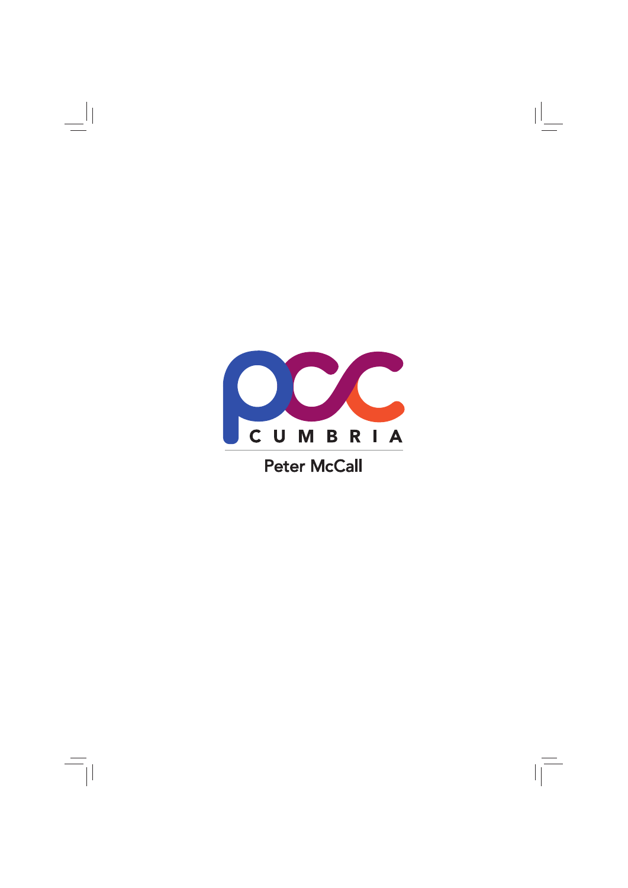CUMBRIA

Peter McCall